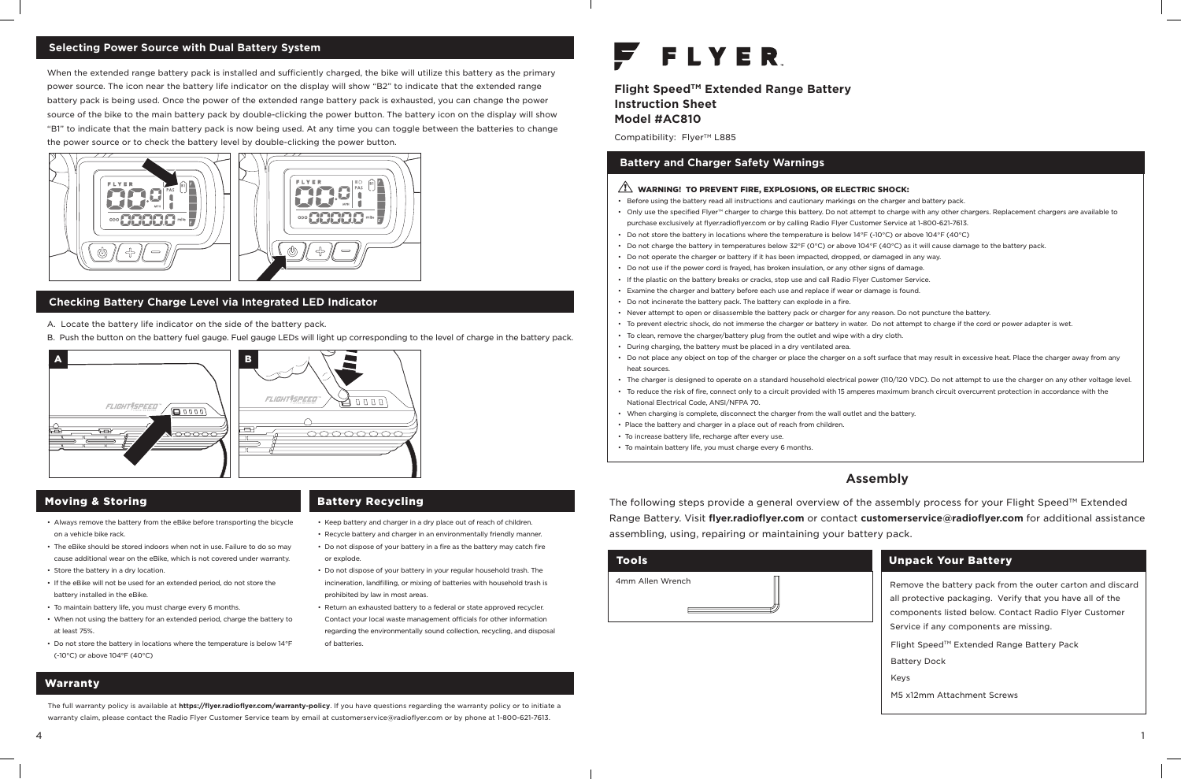## Selecting Power Source with Dual Battery System

When the extended range battery pack is installed and sufficiently charged, the bike will utilize this battery as the primary power source. The icon near the battery life indicator on the display will show "B2" to indicate that the extended range battery pack is being used. Once the power of the extended range battery pack is exhausted, you can change the power source of the bike to the main battery pack by double-clicking the power button. The battery icon on the display will show "B1" to indicate that the main battery pack is now being used. At any time you can toggle between the batteries to change the power source or to check the battery level by double-clicking the power button.

## Checking Battery Charge Level via Integrated LED Indicator

A. Locate the battery life indicator on the side of the battery pack.

B. Push the button on the battery fuel gauge. Fuel gauge LEDs will light up corresponding to the level of charge in the battery pack.

## Moving & Storing

- Always remove the battery from the eBike before transporting the bicycle on a vehicle bike rack.
- The eBike should be stored indoors when not in use. Failure to do so may cause additional wear on the eBike, which is not covered under warranty.
- Store the battery in a dry location.
- If the eBike will not be used for an extended period, do not store the battery installed in the eBike.
- To maintain battery life, you must charge every 6 months.
- When not using the battery for an extended period, charge the battery to at least 75%.
- Do not store the battery in locations where the temperature is below 14°F (-10°C) or above 104°F (40°C)

## Battery Recycling

- Keep battery and charger in a dry place out of reach of children.
- Recycle battery and charger in an environmentally friendly manner.
- Do not dispose of your battery in a fire as the battery may catch fire or explode.
- Do not dispose of your battery in your regular household trash. The incineration, landfilling, or mixing of batteries with household trash is prohibited by law in most areas.
- Return an exhausted battery to a federal or state approved recycler. Contact your local waste management officials for other information regarding the environmentally sound collection, recycling, and disposal of batteries.

## Warranty

The full warranty policy is available at **https://flyer.radioflyer.com/warranty-policy**. If you have questions regarding the warranty policy or to initiate a warranty claim, please contact the Radio Flyer Customer Service team by email at customerservice@radioflyer.com or by phone at 1-800-621-7613.

# FLYER.

**Flight Speed™ Extended Range Battery**
**Instruction Sheet**
**Model #AC810**

Compatibility: Flyer™ L885

## Battery and Charger Safety Warnings

**⚠ WARNING! TO PREVENT FIRE, EXPLOSIONS, OR ELECTRIC SHOCK:**

- Before using the battery read all instructions and cautionary markings on the charger and battery pack.
- Only use the specified Flyer™ charger to charge this battery. Do not attempt to charge with any other chargers. Replacement chargers are available to purchase exclusively at flyer.radioflyer.com or by calling Radio Flyer Customer Service at 1-800-621-7613.
- Do not store the battery in locations where the temperature is below 14°F (-10°C) or above 104°F (40°C)
- Do not charge the battery in temperatures below 32°F (0°C) or above 104°F (40°C) as it will cause damage to the battery pack.
- Do not operate the charger or battery if it has been impacted, dropped, or damaged in any way.
- Do not use if the power cord is frayed, has broken insulation, or any other signs of damage.
- If the plastic on the battery breaks or cracks, stop use and call Radio Flyer Customer Service.
- Examine the charger and battery before each use and replace if wear or damage is found.
- Do not incinerate the battery pack. The battery can explode in a fire.
- Never attempt to open or disassemble the battery pack or charger for any reason. Do not puncture the battery.
- To prevent electric shock, do not immerse the charger or battery in water. Do not attempt to charge if the cord or power adapter is wet.
- To clean, remove the charger/battery plug from the outlet and wipe with a dry cloth.
- During charging, the battery must be placed in a dry ventilated area.
- Do not place any object on top of the charger or place the charger on a soft surface that may result in excessive heat. Place the charger away from any heat sources.
- The charger is designed to operate on a standard household electrical power (110/120 VDC). Do not attempt to use the charger on any other voltage level.
- To reduce the risk of fire, connect only to a circuit provided with 15 amperes maximum branch circuit overcurrent protection in accordance with the National Electrical Code, ANSI/NFPA 70.
- When charging is complete, disconnect the charger from the wall outlet and the battery.
- Place the battery and charger in a place out of reach from children.
- To increase battery life, recharge after every use.
- To maintain battery life, you must charge every 6 months.

## Assembly

The following steps provide a general overview of the assembly process for your Flight Speed™ Extended Range Battery. Visit **flyer.radioflyer.com** or contact **customerservice@radioflyer.com** for additional assistance assembling, using, repairing or maintaining your battery pack.

### Tools

4mm Allen Wrench

### Unpack Your Battery

Remove the battery pack from the outer carton and discard all protective packaging. Verify that you have all of the components listed below. Contact Radio Flyer Customer Service if any components are missing.

Flight Speed™ Extended Range Battery Pack

Battery Dock

Keys

M5 x12mm Attachment Screws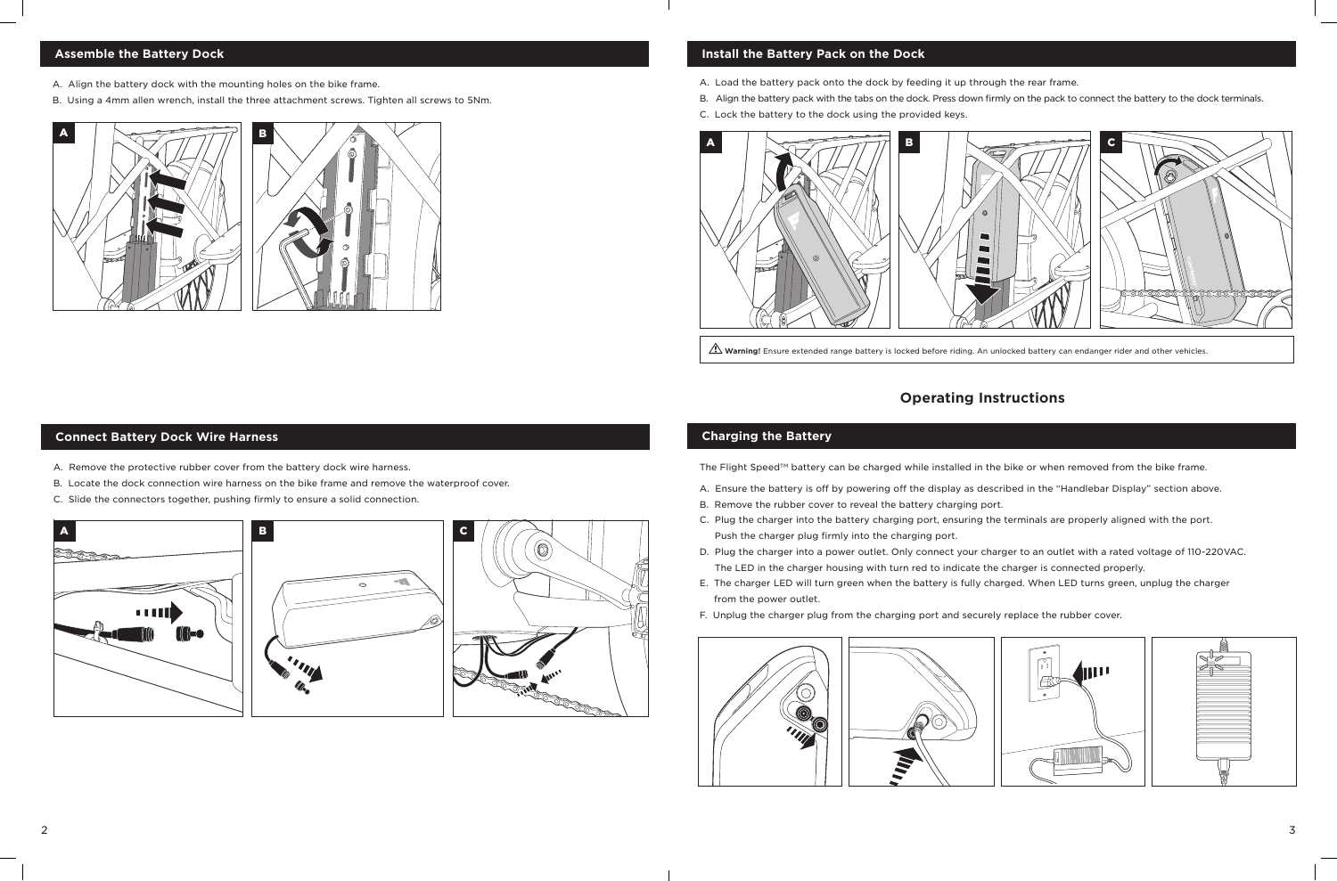## Assemble the Battery Dock

A. Align the battery dock with the mounting holes on the bike frame.
B. Using a 4mm allen wrench, install the three attachment screws. Tighten all screws to 5Nm.

## Connect Battery Dock Wire Harness

A. Remove the protective rubber cover from the battery dock wire harness.
B. Locate the dock connection wire harness on the bike frame and remove the waterproof cover.
C. Slide the connectors together, pushing firmly to ensure a solid connection.

## Install the Battery Pack on the Dock

A. Load the battery pack onto the dock by feeding it up through the rear frame.
B. Align the battery pack with the tabs on the dock. Press down firmly on the pack to connect the battery to the dock terminals.
C. Lock the battery to the dock using the provided keys.

⚠ **Warning!** Ensure extended range battery is locked before riding. An unlocked battery can endanger rider and other vehicles.

# Operating Instructions

## Charging the Battery

The Flight Speed™ battery can be charged while installed in the bike or when removed from the bike frame.

A. Ensure the battery is off by powering off the display as described in the "Handlebar Display" section above.
B. Remove the rubber cover to reveal the battery charging port.
C. Plug the charger into the battery charging port, ensuring the terminals are properly aligned with the port. Push the charger plug firmly into the charging port.
D. Plug the charger into a power outlet. Only connect your charger to an outlet with a rated voltage of 110-220VAC. The LED in the charger housing with turn red to indicate the charger is connected properly.
E. The charger LED will turn green when the battery is fully charged. When LED turns green, unplug the charger from the power outlet.
F. Unplug the charger plug from the charging port and securely replace the rubber cover.